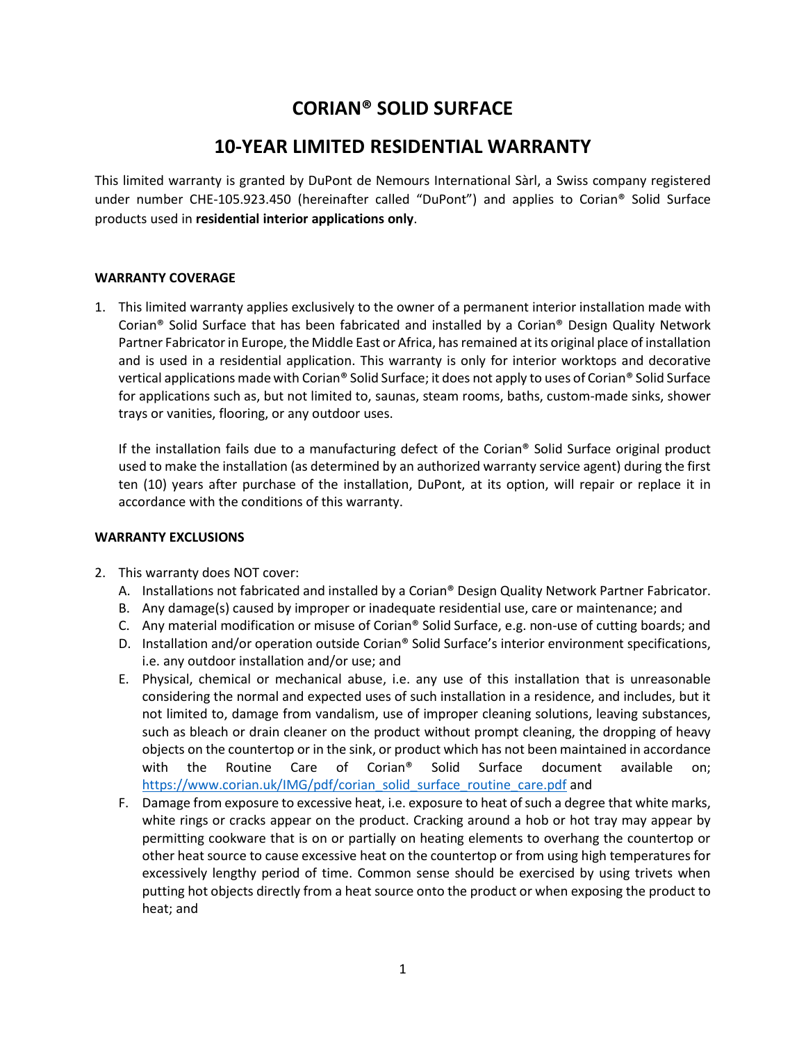# CORIAN® SOLID SURFACE

# 10-YEAR LIMITED RESIDENTIAL WARRANTY

This limited warranty is granted by DuPont de Nemours International Sàrl, a Swiss company registered under number CHE-105.923.450 (hereinafter called "DuPont") and applies to Corian® Solid Surface products used in **residential interior applications only**.

**WARRANTY COVERAGE**

1. This limited warranty applies exclusively to the owner of a permanent interior installation made with Corian® Solid Surface that has been fabricated and installed by a Corian® Design Quality Network Partner Fabricator in Europe, the Middle East or Africa, has remained at its original place of installation and is used in a residential application. This warranty is only for interior worktops and decorative vertical applications made with Corian® Solid Surface; it does not apply to uses of Corian® Solid Surface for applications such as, but not limited to, saunas, steam rooms, baths, custom-made sinks, shower trays or vanities, flooring, or any outdoor uses.

   If the installation fails due to a manufacturing defect of the Corian® Solid Surface original product used to make the installation (as determined by an authorized warranty service agent) during the first ten (10) years after purchase of the installation, DuPont, at its option, will repair or replace it in accordance with the conditions of this warranty.

**WARRANTY EXCLUSIONS**

2. This warranty does NOT cover:
   A. Installations not fabricated and installed by a Corian® Design Quality Network Partner Fabricator.
   B. Any damage(s) caused by improper or inadequate residential use, care or maintenance; and
   C. Any material modification or misuse of Corian® Solid Surface, e.g. non-use of cutting boards; and
   D. Installation and/or operation outside Corian® Solid Surface's interior environment specifications, i.e. any outdoor installation and/or use; and
   E. Physical, chemical or mechanical abuse, i.e. any use of this installation that is unreasonable considering the normal and expected uses of such installation in a residence, and includes, but it not limited to, damage from vandalism, use of improper cleaning solutions, leaving substances, such as bleach or drain cleaner on the product without prompt cleaning, the dropping of heavy objects on the countertop or in the sink, or product which has not been maintained in accordance with the Routine Care of Corian® Solid Surface document available on; https://www.corian.uk/IMG/pdf/corian_solid_surface_routine_care.pdf and
   F. Damage from exposure to excessive heat, i.e. exposure to heat of such a degree that white marks, white rings or cracks appear on the product. Cracking around a hob or hot tray may appear by permitting cookware that is on or partially on heating elements to overhang the countertop or other heat source to cause excessive heat on the countertop or from using high temperatures for excessively lengthy period of time. Common sense should be exercised by using trivets when putting hot objects directly from a heat source onto the product or when exposing the product to heat; and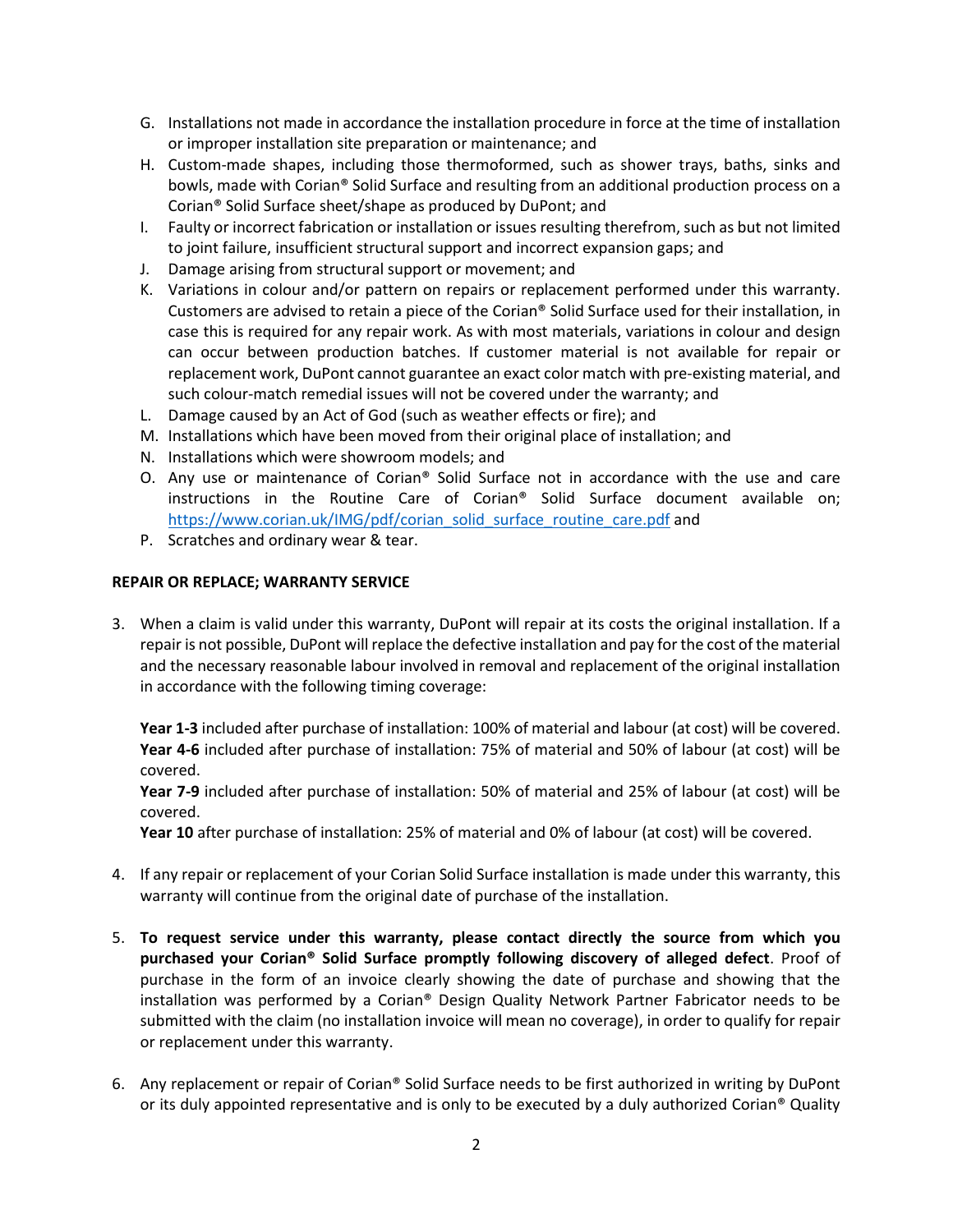G. Installations not made in accordance the installation procedure in force at the time of installation or improper installation site preparation or maintenance; and
H. Custom-made shapes, including those thermoformed, such as shower trays, baths, sinks and bowls, made with Corian® Solid Surface and resulting from an additional production process on a Corian® Solid Surface sheet/shape as produced by DuPont; and
I. Faulty or incorrect fabrication or installation or issues resulting therefrom, such as but not limited to joint failure, insufficient structural support and incorrect expansion gaps; and
J. Damage arising from structural support or movement; and
K. Variations in colour and/or pattern on repairs or replacement performed under this warranty. Customers are advised to retain a piece of the Corian® Solid Surface used for their installation, in case this is required for any repair work. As with most materials, variations in colour and design can occur between production batches. If customer material is not available for repair or replacement work, DuPont cannot guarantee an exact color match with pre-existing material, and such colour-match remedial issues will not be covered under the warranty; and
L. Damage caused by an Act of God (such as weather effects or fire); and
M. Installations which have been moved from their original place of installation; and
N. Installations which were showroom models; and
O. Any use or maintenance of Corian® Solid Surface not in accordance with the use and care instructions in the Routine Care of Corian® Solid Surface document available on; https://www.corian.uk/IMG/pdf/corian_solid_surface_routine_care.pdf and
P. Scratches and ordinary wear & tear.

**REPAIR OR REPLACE; WARRANTY SERVICE**

3. When a claim is valid under this warranty, DuPont will repair at its costs the original installation. If a repair is not possible, DuPont will replace the defective installation and pay for the cost of the material and the necessary reasonable labour involved in removal and replacement of the original installation in accordance with the following timing coverage:

   **Year 1-3** included after purchase of installation: 100% of material and labour (at cost) will be covered.
   **Year 4-6** included after purchase of installation: 75% of material and 50% of labour (at cost) will be covered.
   **Year 7-9** included after purchase of installation: 50% of material and 25% of labour (at cost) will be covered.
   **Year 10** after purchase of installation: 25% of material and 0% of labour (at cost) will be covered.

4. If any repair or replacement of your Corian Solid Surface installation is made under this warranty, this warranty will continue from the original date of purchase of the installation.

5. **To request service under this warranty, please contact directly the source from which you purchased your Corian® Solid Surface promptly following discovery of alleged defect**. Proof of purchase in the form of an invoice clearly showing the date of purchase and showing that the installation was performed by a Corian® Design Quality Network Partner Fabricator needs to be submitted with the claim (no installation invoice will mean no coverage), in order to qualify for repair or replacement under this warranty.

6. Any replacement or repair of Corian® Solid Surface needs to be first authorized in writing by DuPont or its duly appointed representative and is only to be executed by a duly authorized Corian® Quality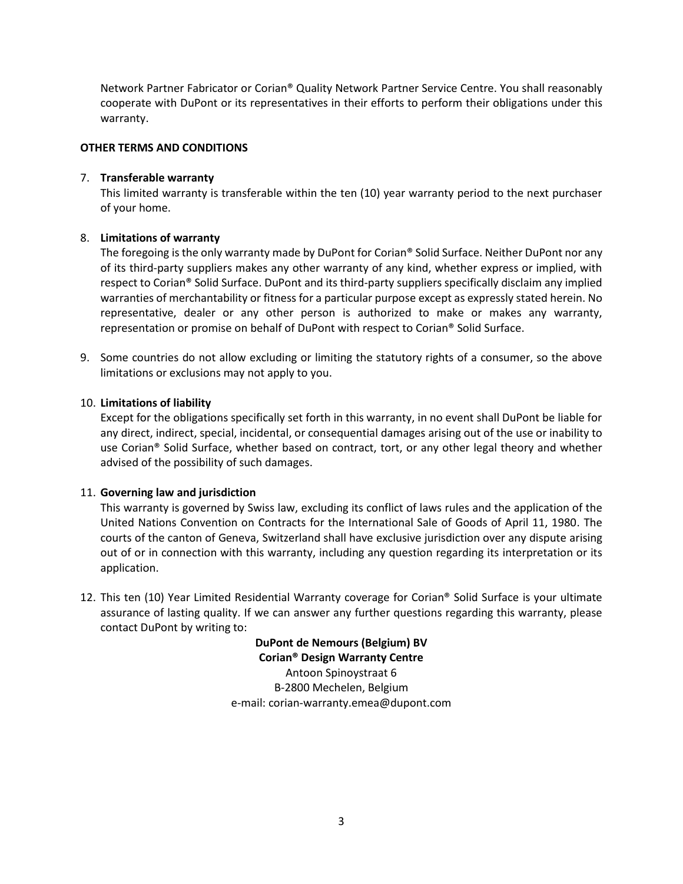Network Partner Fabricator or Corian® Quality Network Partner Service Centre. You shall reasonably cooperate with DuPont or its representatives in their efforts to perform their obligations under this warranty.

**OTHER TERMS AND CONDITIONS**

7. **Transferable warranty**
   This limited warranty is transferable within the ten (10) year warranty period to the next purchaser of your home.

8. **Limitations of warranty**
   The foregoing is the only warranty made by DuPont for Corian® Solid Surface. Neither DuPont nor any of its third-party suppliers makes any other warranty of any kind, whether express or implied, with respect to Corian® Solid Surface. DuPont and its third-party suppliers specifically disclaim any implied warranties of merchantability or fitness for a particular purpose except as expressly stated herein. No representative, dealer or any other person is authorized to make or makes any warranty, representation or promise on behalf of DuPont with respect to Corian® Solid Surface.

9. Some countries do not allow excluding or limiting the statutory rights of a consumer, so the above limitations or exclusions may not apply to you.

10. **Limitations of liability**
    Except for the obligations specifically set forth in this warranty, in no event shall DuPont be liable for any direct, indirect, special, incidental, or consequential damages arising out of the use or inability to use Corian® Solid Surface, whether based on contract, tort, or any other legal theory and whether advised of the possibility of such damages.

11. **Governing law and jurisdiction**
    This warranty is governed by Swiss law, excluding its conflict of laws rules and the application of the United Nations Convention on Contracts for the International Sale of Goods of April 11, 1980. The courts of the canton of Geneva, Switzerland shall have exclusive jurisdiction over any dispute arising out of or in connection with this warranty, including any question regarding its interpretation or its application.

12. This ten (10) Year Limited Residential Warranty coverage for Corian® Solid Surface is your ultimate assurance of lasting quality. If we can answer any further questions regarding this warranty, please contact DuPont by writing to:

**DuPont de Nemours (Belgium) BV**
**Corian® Design Warranty Centre**
Antoon Spinoystraat 6
B-2800 Mechelen, Belgium
e-mail: corian-warranty.emea@dupont.com